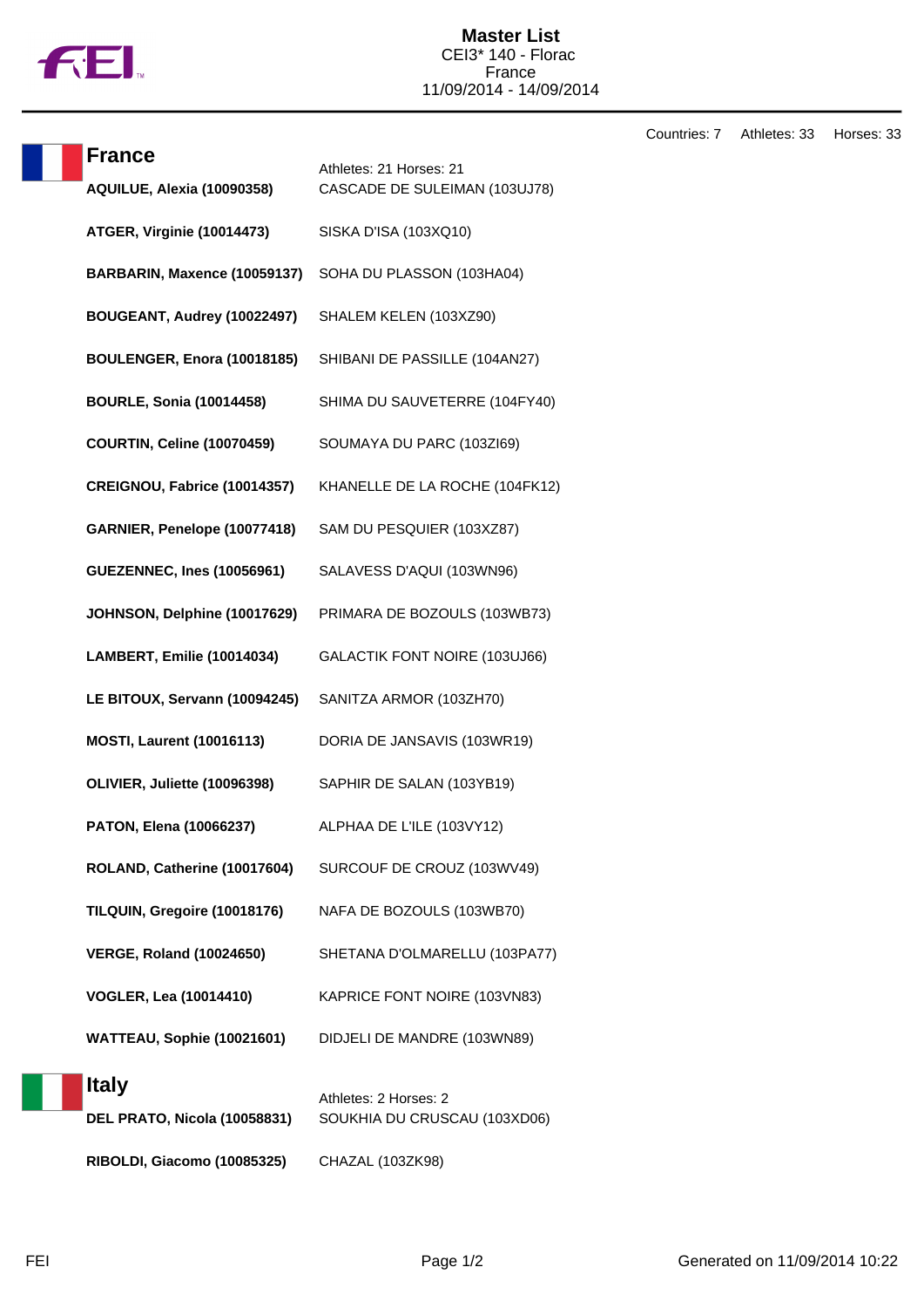# Master List

CEI3* 140 - Florac
France
11/09/2014 - 14/09/2014

Countries: 7 Athletes: 33 Horses: 33

## France

Athletes: 21 Horses: 21

| Athlete | Horse |
|---|---|
| **AQUILUE, Alexia (10090358)** | CASCADE DE SULEIMAN (103UJ78) |
| **ATGER, Virginie (10014473)** | SISKA D'ISA (103XQ10) |
| **BARBARIN, Maxence (10059137)** | SOHA DU PLASSON (103HA04) |
| **BOUGEANT, Audrey (10022497)** | SHALEM KELEN (103XZ90) |
| **BOULENGER, Enora (10018185)** | SHIBANI DE PASSILLE (104AN27) |
| **BOURLE, Sonia (10014458)** | SHIMA DU SAUVETERRE (104FY40) |
| **COURTIN, Celine (10070459)** | SOUMAYA DU PARC (103ZI69) |
| **CREIGNOU, Fabrice (10014357)** | KHANELLE DE LA ROCHE (104FK12) |
| **GARNIER, Penelope (10077418)** | SAM DU PESQUIER (103XZ87) |
| **GUEZENNEC, Ines (10056961)** | SALAVESS D'AQUI (103WN96) |
| **JOHNSON, Delphine (10017629)** | PRIMARA DE BOZOULS (103WB73) |
| **LAMBERT, Emilie (10014034)** | GALACTIK FONT NOIRE (103UJ66) |
| **LE BITOUX, Servann (10094245)** | SANITZA ARMOR (103ZH70) |
| **MOSTI, Laurent (10016113)** | DORIA DE JANSAVIS (103WR19) |
| **OLIVIER, Juliette (10096398)** | SAPHIR DE SALAN (103YB19) |
| **PATON, Elena (10066237)** | ALPHAA DE L'ILE (103VY12) |
| **ROLAND, Catherine (10017604)** | SURCOUF DE CROUZ (103WV49) |
| **TILQUIN, Gregoire (10018176)** | NAFA DE BOZOULS (103WB70) |
| **VERGE, Roland (10024650)** | SHETANA D'OLMARELLU (103PA77) |
| **VOGLER, Lea (10014410)** | KAPRICE FONT NOIRE (103VN83) |
| **WATTEAU, Sophie (10021601)** | DIDJELI DE MANDRE (103WN89) |

## Italy

Athletes: 2 Horses: 2

| Athlete | Horse |
|---|---|
| **DEL PRATO, Nicola (10058831)** | SOUKHIA DU CRUSCAU (103XD06) |
| **RIBOLDI, Giacomo (10085325)** | CHAZAL (103ZK98) |

Generated on 11/09/2014 10:22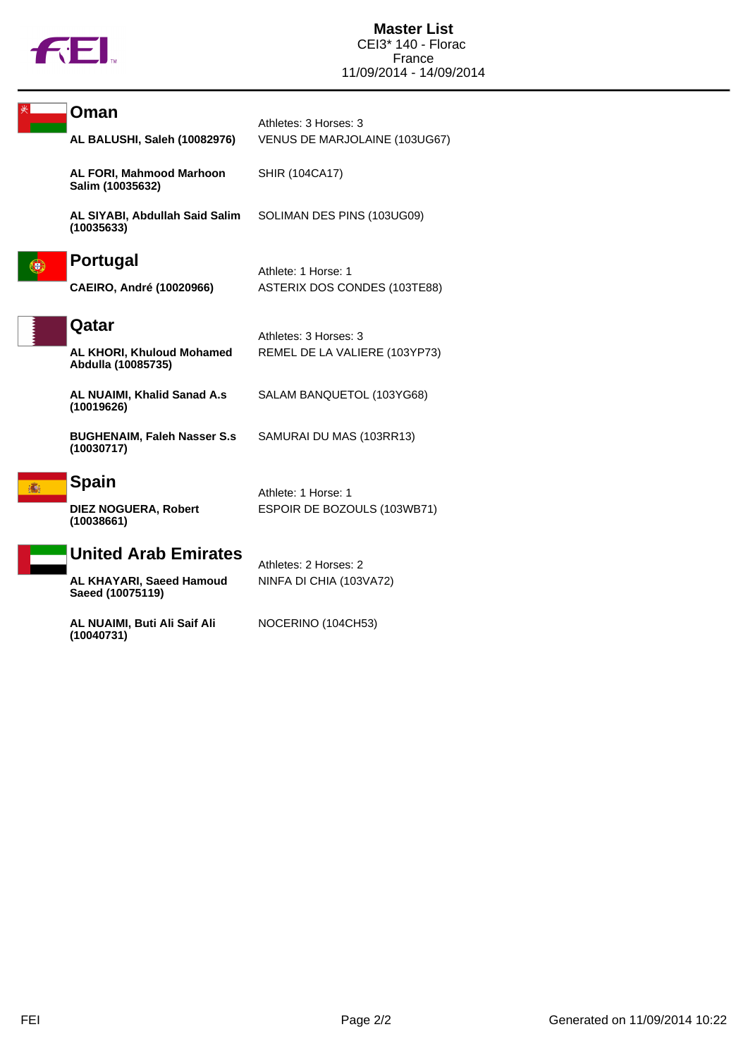# Master List

CEI3* 140 - Florac
France
11/09/2014 - 14/09/2014

## Oman

Athletes: 3 Horses: 3

| Athlete | Horse |
|---|---|
| **AL BALUSHI, Saleh (10082976)** | VENUS DE MARJOLAINE (103UG67) |
| **AL FORI, Mahmood Marhoon Salim (10035632)** | SHIR (104CA17) |
| **AL SIYABI, Abdullah Said Salim (10035633)** | SOLIMAN DES PINS (103UG09) |

## Portugal

Athlete: 1 Horse: 1

| Athlete | Horse |
|---|---|
| **CAEIRO, André (10020966)** | ASTERIX DOS CONDES (103TE88) |

## Qatar

Athletes: 3 Horses: 3

| Athlete | Horse |
|---|---|
| **AL KHORI, Khuloud Mohamed Abdulla (10085735)** | REMEL DE LA VALIERE (103YP73) |
| **AL NUAIMI, Khalid Sanad A.s (10019626)** | SALAM BANQUETOL (103YG68) |
| **BUGHENAIM, Faleh Nasser S.s (10030717)** | SAMURAI DU MAS (103RR13) |

## Spain

Athlete: 1 Horse: 1

| Athlete | Horse |
|---|---|
| **DIEZ NOGUERA, Robert (10038661)** | ESPOIR DE BOZOULS (103WB71) |

## United Arab Emirates

Athletes: 2 Horses: 2

| Athlete | Horse |
|---|---|
| **AL KHAYARI, Saeed Hamoud Saeed (10075119)** | NINFA DI CHIA (103VA72) |
| **AL NUAIMI, Buti Ali Saif Ali (10040731)** | NOCERINO (104CH53) |

Generated on 11/09/2014 10:22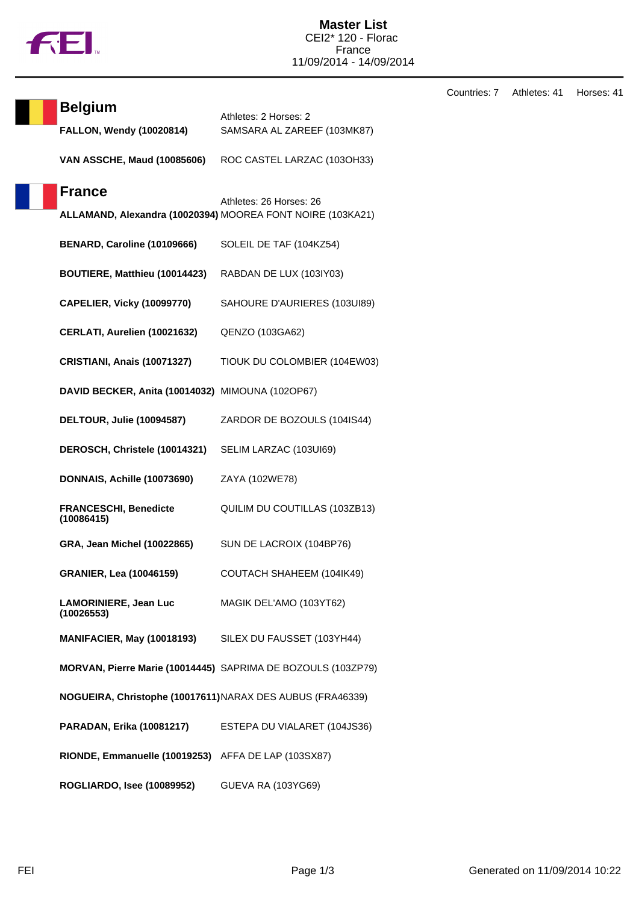# Master List

CEI2* 120 - Florac
France
11/09/2014 - 14/09/2014

Countries: 7 Athletes: 41 Horses: 41

## Belgium

Athletes: 2 Horses: 2

| Athlete | Horse |
| --- | --- |
| **FALLON, Wendy (10020814)** | SAMSARA AL ZAREEF (103MK87) |
| **VAN ASSCHE, Maud (10085606)** | ROC CASTEL LARZAC (103OH33) |

## France

Athletes: 26 Horses: 26

| Athlete | Horse |
| --- | --- |
| **ALLAMAND, Alexandra (10020394)** | MOOREA FONT NOIRE (103KA21) |
| **BENARD, Caroline (10109666)** | SOLEIL DE TAF (104KZ54) |
| **BOUTIERE, Matthieu (10014423)** | RABDAN DE LUX (103IY03) |
| **CAPELIER, Vicky (10099770)** | SAHOURE D'AURIERES (103UI89) |
| **CERLATI, Aurelien (10021632)** | QENZO (103GA62) |
| **CRISTIANI, Anais (10071327)** | TIOUK DU COLOMBIER (104EW03) |
| **DAVID BECKER, Anita (10014032)** | MIMOUNA (102OP67) |
| **DELTOUR, Julie (10094587)** | ZARDOR DE BOZOULS (104IS44) |
| **DEROSCH, Christele (10014321)** | SELIM LARZAC (103UI69) |
| **DONNAIS, Achille (10073690)** | ZAYA (102WE78) |
| **FRANCESCHI, Benedicte (10086415)** | QUILIM DU COUTILLAS (103ZB13) |
| **GRA, Jean Michel (10022865)** | SUN DE LACROIX (104BP76) |
| **GRANIER, Lea (10046159)** | COUTACH SHAHEEM (104IK49) |
| **LAMORINIERE, Jean Luc (10026553)** | MAGIK DEL'AMO (103YT62) |
| **MANIFACIER, May (10018193)** | SILEX DU FAUSSET (103YH44) |
| **MORVAN, Pierre Marie (10014445)** | SAPRIMA DE BOZOULS (103ZP79) |
| **NOGUEIRA, Christophe (10017611)** | NARAX DES AUBUS (FRA46339) |
| **PARADAN, Erika (10081217)** | ESTEPA DU VIALARET (104JS36) |
| **RIONDE, Emmanuelle (10019253)** | AFFA DE LAP (103SX87) |
| **ROGLIARDO, Isee (10089952)** | GUEVA RA (103YG69) |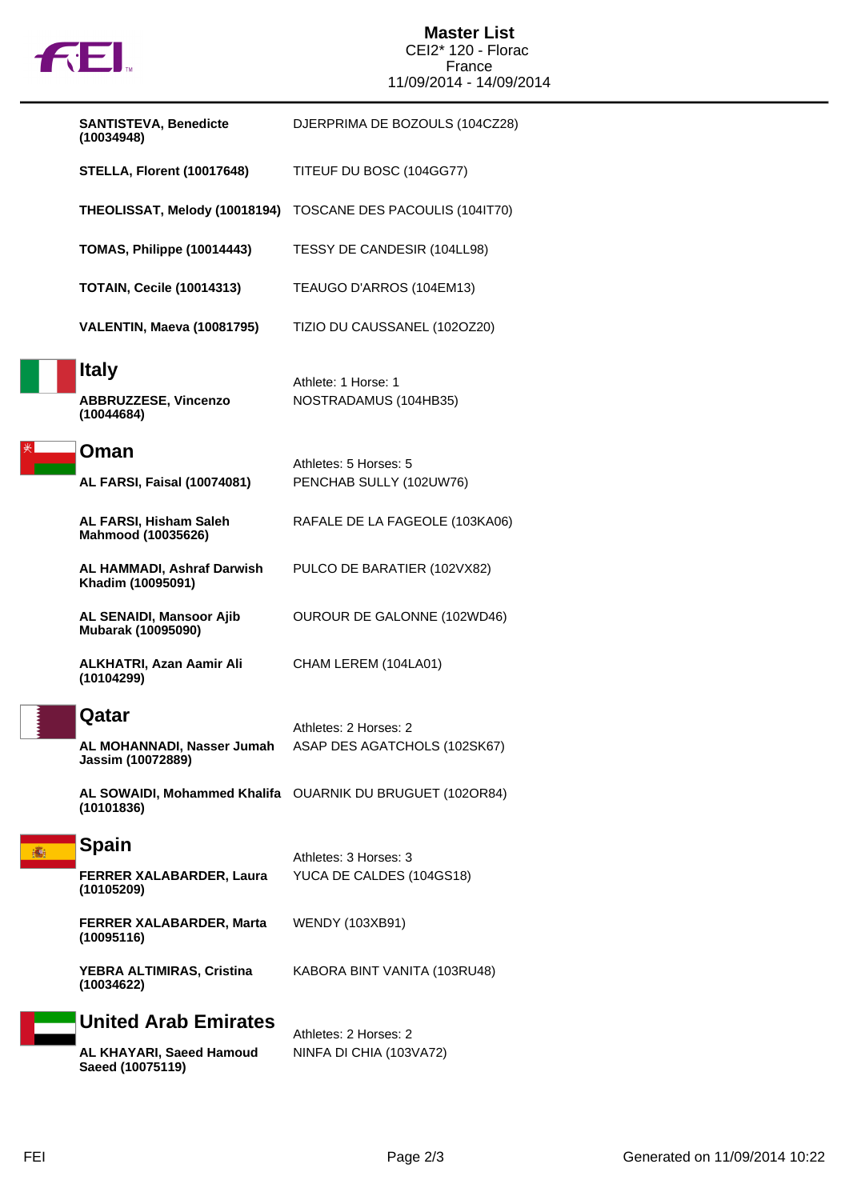# Master List

CEI2* 120 - Florac
France
11/09/2014 - 14/09/2014

| Athlete | Horse |
|---|---|
| **SANTISTEVA, Benedicte (10034948)** | DJERPRIMA DE BOZOULS (104CZ28) |
| **STELLA, Florent (10017648)** | TITEUF DU BOSC (104GG77) |
| **THEOLISSAT, Melody (10018194)** | TOSCANE DES PACOULIS (104IT70) |
| **TOMAS, Philippe (10014443)** | TESSY DE CANDESIR (104LL98) |
| **TOTAIN, Cecile (10014313)** | TEAUGO D'ARROS (104EM13) |
| **VALENTIN, Maeva (10081795)** | TIZIO DU CAUSSANEL (102OZ20) |

## Italy

Athlete: 1 Horse: 1

| Athlete | Horse |
|---|---|
| **ABBRUZZESE, Vincenzo (10044684)** | NOSTRADAMUS (104HB35) |

## Oman

Athletes: 5 Horses: 5

| Athlete | Horse |
|---|---|
| **AL FARSI, Faisal (10074081)** | PENCHAB SULLY (102UW76) |
| **AL FARSI, Hisham Saleh Mahmood (10035626)** | RAFALE DE LA FAGEOLE (103KA06) |
| **AL HAMMADI, Ashraf Darwish Khadim (10095091)** | PULCO DE BARATIER (102VX82) |
| **AL SENAIDI, Mansoor Ajib Mubarak (10095090)** | OUROUR DE GALONNE (102WD46) |
| **ALKHATRI, Azan Aamir Ali (10104299)** | CHAM LEREM (104LA01) |

## Qatar

Athletes: 2 Horses: 2

| Athlete | Horse |
|---|---|
| **AL MOHANNADI, Nasser Jumah Jassim (10072889)** | ASAP DES AGATCHOLS (102SK67) |
| **AL SOWAIDI, Mohammed Khalifa (10101836)** | OUARNIK DU BRUGUET (102OR84) |

## Spain

Athletes: 3 Horses: 3

| Athlete | Horse |
|---|---|
| **FERRER XALABARDER, Laura (10105209)** | YUCA DE CALDES (104GS18) |
| **FERRER XALABARDER, Marta (10095116)** | WENDY (103XB91) |
| **YEBRA ALTIMIRAS, Cristina (10034622)** | KABORA BINT VANITA (103RU48) |

## United Arab Emirates

Athletes: 2 Horses: 2

| Athlete | Horse |
|---|---|
| **AL KHAYARI, Saeed Hamoud Saeed (10075119)** | NINFA DI CHIA (103VA72) |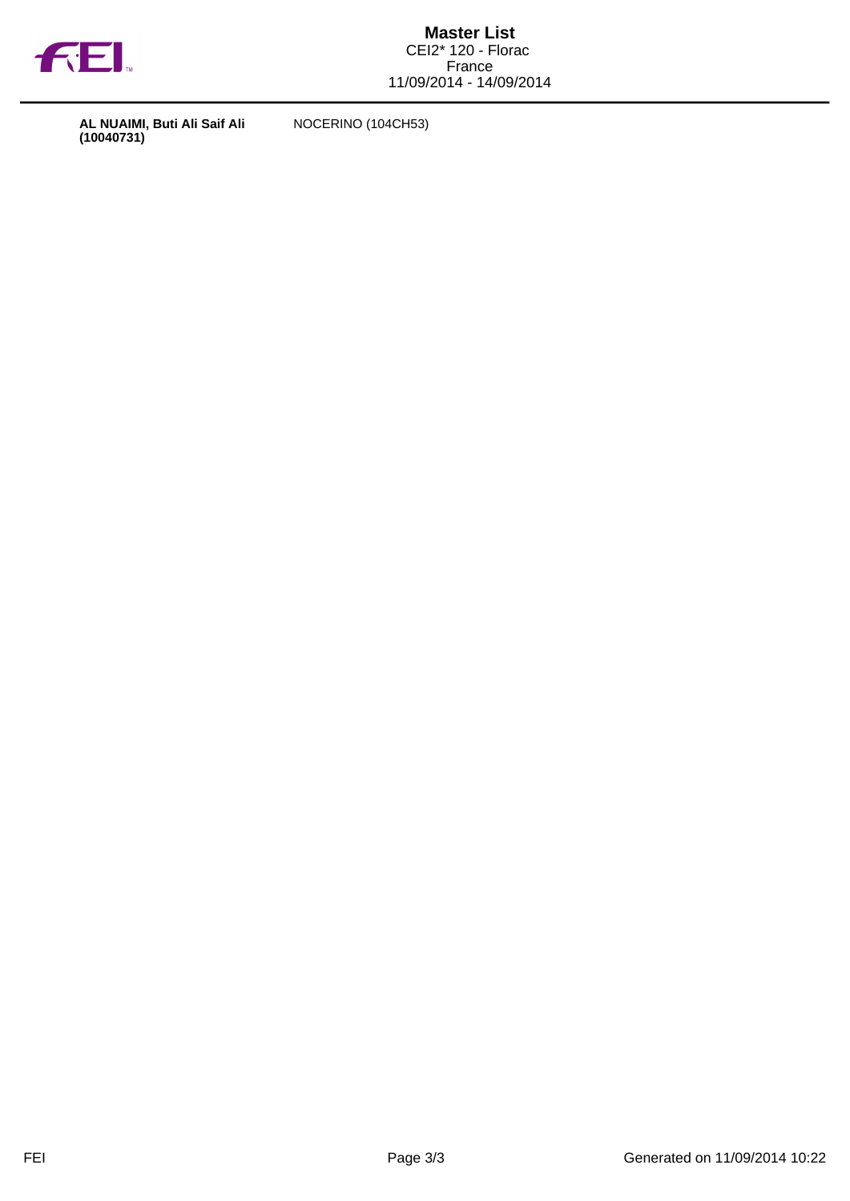# Master List

CEI2* 120 - Florac
France
11/09/2014 - 14/09/2014

| | |
|---|---|
| **AL NUAIMI, Buti Ali Saif Ali (10040731)** | NOCERINO (104CH53) |

Generated on 11/09/2014 10:22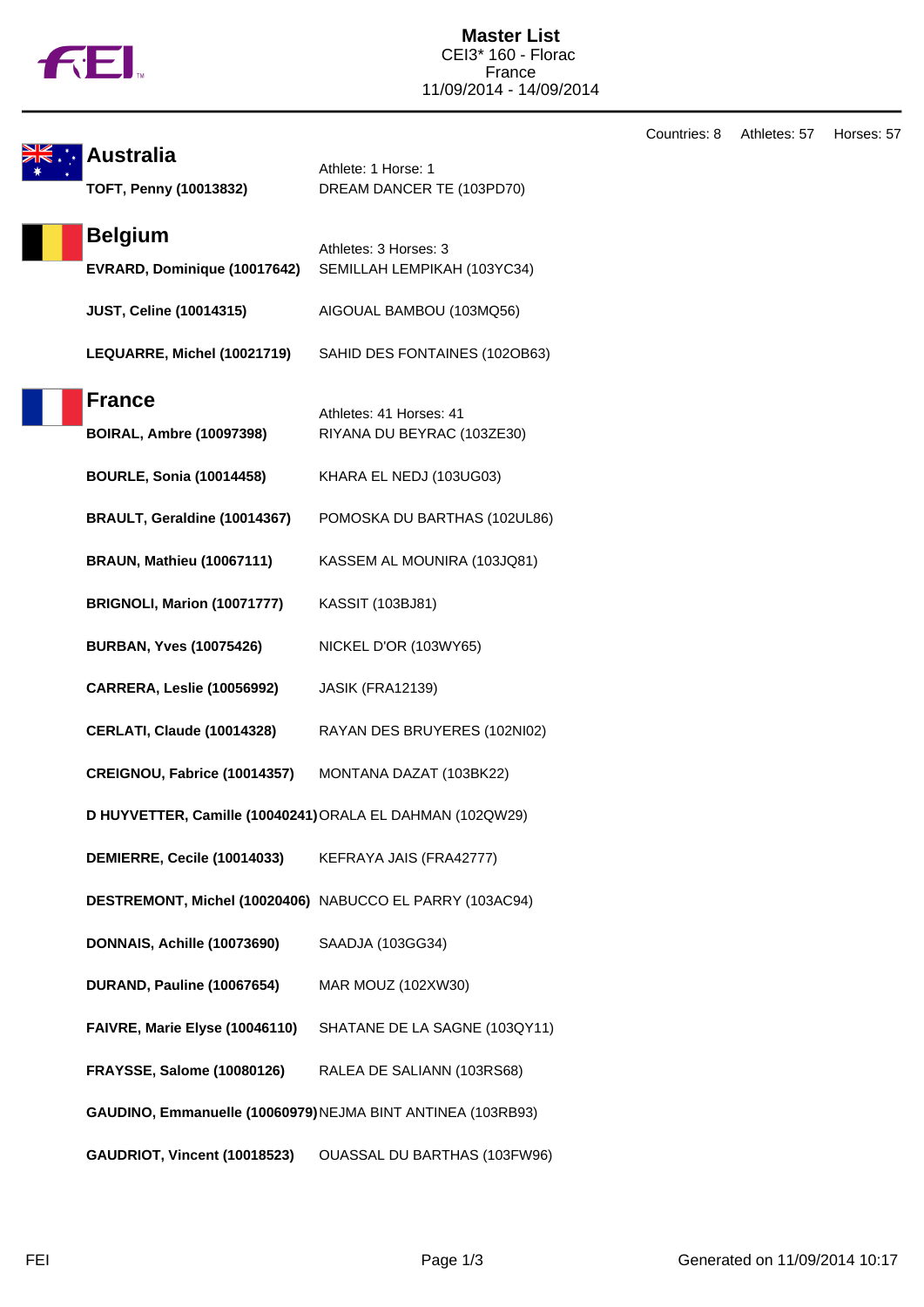# Master List

CEI3* 160 - Florac
France
11/09/2014 - 14/09/2014

Countries: 8 Athletes: 57 Horses: 57

## Australia

Athlete: 1 Horse: 1

| Athlete | Horse |
|---|---|
| **TOFT, Penny (10013832)** | DREAM DANCER TE (103PD70) |

## Belgium

Athletes: 3 Horses: 3

| Athlete | Horse |
|---|---|
| **EVRARD, Dominique (10017642)** | SEMILLAH LEMPIKAH (103YC34) |
| **JUST, Celine (10014315)** | AIGOUAL BAMBOU (103MQ56) |
| **LEQUARRE, Michel (10021719)** | SAHID DES FONTAINES (102OB63) |

## France

Athletes: 41 Horses: 41

| Athlete | Horse |
|---|---|
| **BOIRAL, Ambre (10097398)** | RIYANA DU BEYRAC (103ZE30) |
| **BOURLE, Sonia (10014458)** | KHARA EL NEDJ (103UG03) |
| **BRAULT, Geraldine (10014367)** | POMOSKA DU BARTHAS (102UL86) |
| **BRAUN, Mathieu (10067111)** | KASSEM AL MOUNIRA (103JQ81) |
| **BRIGNOLI, Marion (10071777)** | KASSIT (103BJ81) |
| **BURBAN, Yves (10075426)** | NICKEL D'OR (103WY65) |
| **CARRERA, Leslie (10056992)** | JASIK (FRA12139) |
| **CERLATI, Claude (10014328)** | RAYAN DES BRUYERES (102NI02) |
| **CREIGNOU, Fabrice (10014357)** | MONTANA DAZAT (103BK22) |
| **D HUYVETTER, Camille (10040241)** | ORALA EL DAHMAN (102QW29) |
| **DEMIERRE, Cecile (10014033)** | KEFRAYA JAIS (FRA42777) |
| **DESTREMONT, Michel (10020406)** | NABUCCO EL PARRY (103AC94) |
| **DONNAIS, Achille (10073690)** | SAADJA (103GG34) |
| **DURAND, Pauline (10067654)** | MAR MOUZ (102XW30) |
| **FAIVRE, Marie Elyse (10046110)** | SHATANE DE LA SAGNE (103QY11) |
| **FRAYSSE, Salome (10080126)** | RALEA DE SALIANN (103RS68) |
| **GAUDINO, Emmanuelle (10060979)** | NEJMA BINT ANTINEA (103RB93) |
| **GAUDRIOT, Vincent (10018523)** | OUASSAL DU BARTHAS (103FW96) |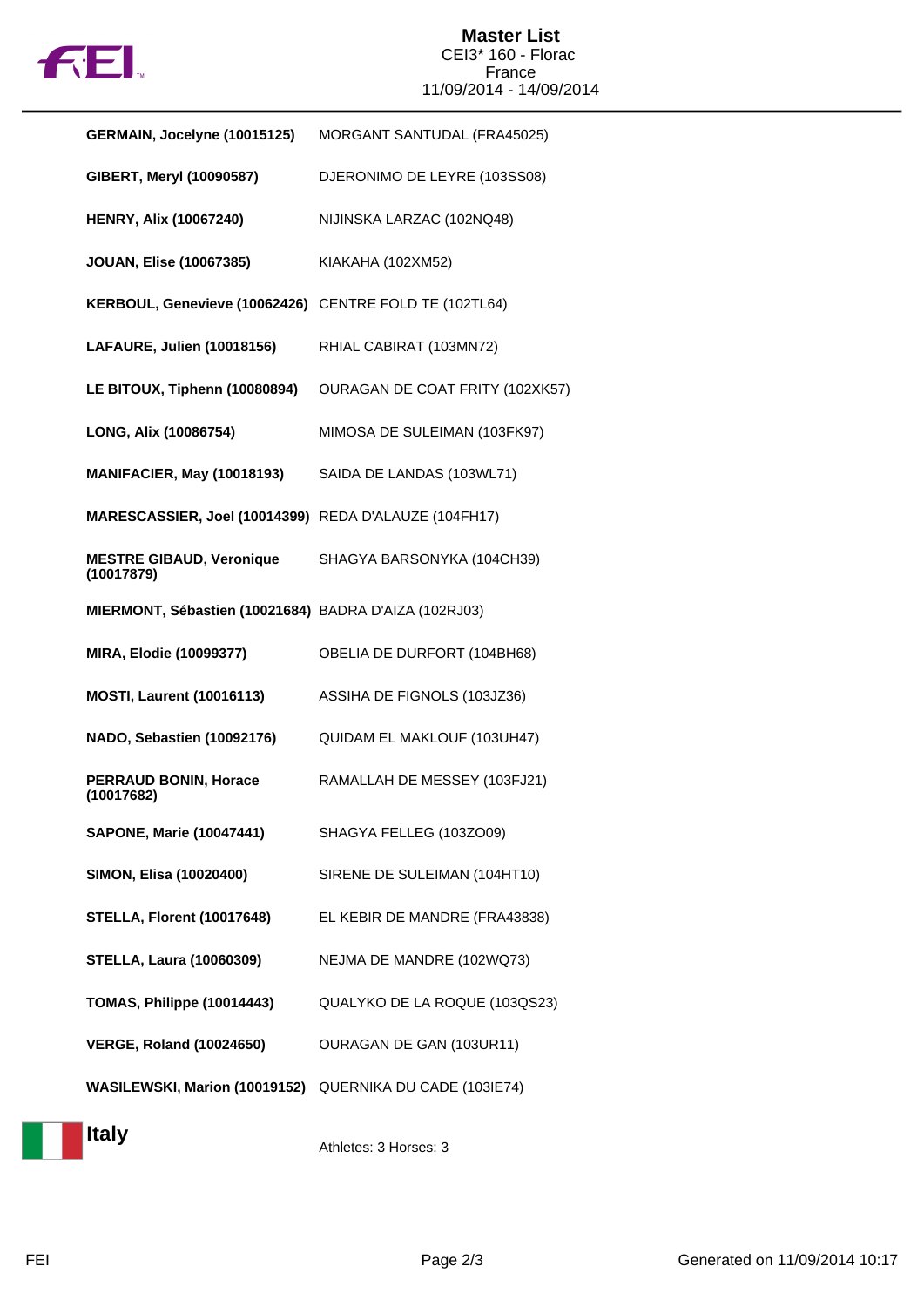# Master List

CEI3* 160 - Florac
France
11/09/2014 - 14/09/2014

| | |
|---|---|
| **GERMAIN, Jocelyne (10015125)** | MORGANT SANTUDAL (FRA45025) |
| **GIBERT, Meryl (10090587)** | DJERONIMO DE LEYRE (103SS08) |
| **HENRY, Alix (10067240)** | NIJINSKA LARZAC (102NQ48) |
| **JOUAN, Elise (10067385)** | KIAKAHA (102XM52) |
| **KERBOUL, Genevieve (10062426)** | CENTRE FOLD TE (102TL64) |
| **LAFAURE, Julien (10018156)** | RHIAL CABIRAT (103MN72) |
| **LE BITOUX, Tiphenn (10080894)** | OURAGAN DE COAT FRITY (102XK57) |
| **LONG, Alix (10086754)** | MIMOSA DE SULEIMAN (103FK97) |
| **MANIFACIER, May (10018193)** | SAIDA DE LANDAS (103WL71) |
| **MARESCASSIER, Joel (10014399)** | REDA D'ALAUZE (104FH17) |
| **MESTRE GIBAUD, Veronique (10017879)** | SHAGYA BARSONYKA (104CH39) |
| **MIERMONT, Sébastien (10021684)** | BADRA D'AIZA (102RJ03) |
| **MIRA, Elodie (10099377)** | OBELIA DE DURFORT (104BH68) |
| **MOSTI, Laurent (10016113)** | ASSIHA DE FIGNOLS (103JZ36) |
| **NADO, Sebastien (10092176)** | QUIDAM EL MAKLOUF (103UH47) |
| **PERRAUD BONIN, Horace (10017682)** | RAMALLAH DE MESSEY (103FJ21) |
| **SAPONE, Marie (10047441)** | SHAGYA FELLEG (103ZO09) |
| **SIMON, Elisa (10020400)** | SIRENE DE SULEIMAN (104HT10) |
| **STELLA, Florent (10017648)** | EL KEBIR DE MANDRE (FRA43838) |
| **STELLA, Laura (10060309)** | NEJMA DE MANDRE (102WQ73) |
| **TOMAS, Philippe (10014443)** | QUALYKO DE LA ROQUE (103QS23) |
| **VERGE, Roland (10024650)** | OURAGAN DE GAN (103UR11) |
| **WASILEWSKI, Marion (10019152)** | QUERNIKA DU CADE (103IE74) |

## Italy

Athletes: 3 Horses: 3

Generated on 11/09/2014 10:17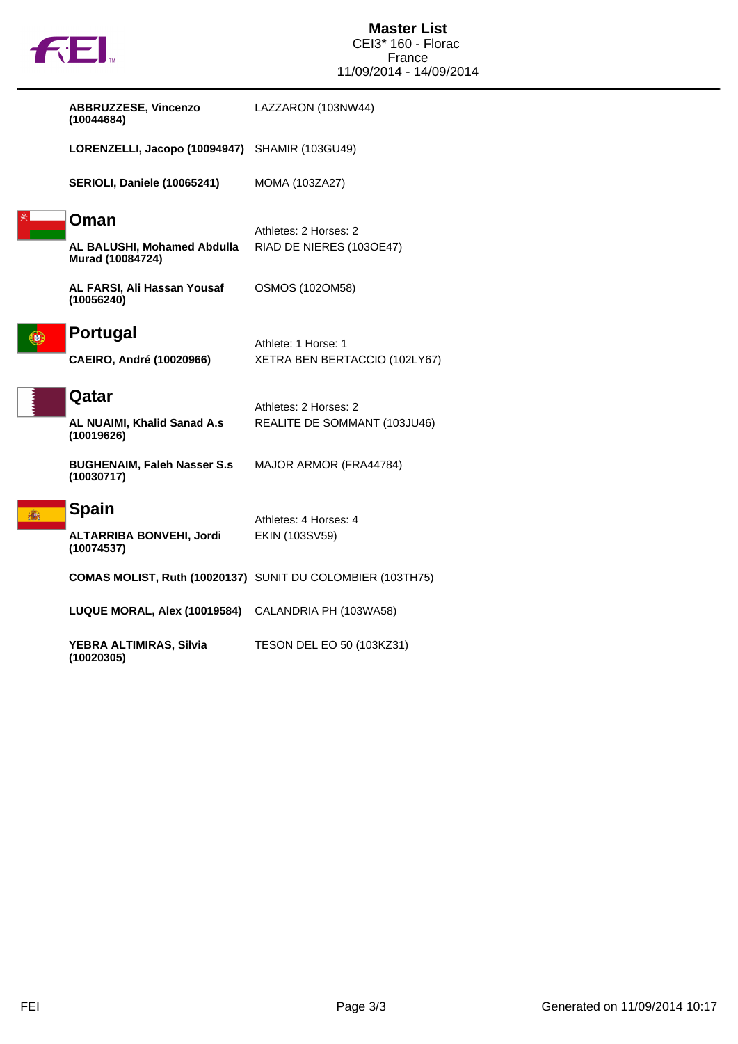| | |
|---|---|
| **ABBRUZZESE, Vincenzo (10044684)** | LAZZARON (103NW44) |
| **LORENZELLI, Jacopo (10094947)** | SHAMIR (103GU49) |
| **SERIOLI, Daniele (10065241)** | MOMA (103ZA27) |

## Oman

Athletes: 2 Horses: 2

| | |
|---|---|
| **AL BALUSHI, Mohamed Abdulla Murad (10084724)** | RIAD DE NIERES (103OE47) |
| **AL FARSI, Ali Hassan Yousaf (10056240)** | OSMOS (102OM58) |

## Portugal

Athlete: 1 Horse: 1

| | |
|---|---|
| **CAEIRO, André (10020966)** | XETRA BEN BERTACCIO (102LY67) |

## Qatar

Athletes: 2 Horses: 2

| | |
|---|---|
| **AL NUAIMI, Khalid Sanad A.s (10019626)** | REALITE DE SOMMANT (103JU46) |
| **BUGHENAIM, Faleh Nasser S.s (10030717)** | MAJOR ARMOR (FRA44784) |

## Spain

Athletes: 4 Horses: 4

| | |
|---|---|
| **ALTARRIBA BONVEHI, Jordi (10074537)** | EKIN (103SV59) |
| **COMAS MOLIST, Ruth (10020137)** | SUNIT DU COLOMBIER (103TH75) |
| **LUQUE MORAL, Alex (10019584)** | CALANDRIA PH (103WA58) |
| **YEBRA ALTIMIRAS, Silvia (10020305)** | TESON DEL EO 50 (103KZ31) |